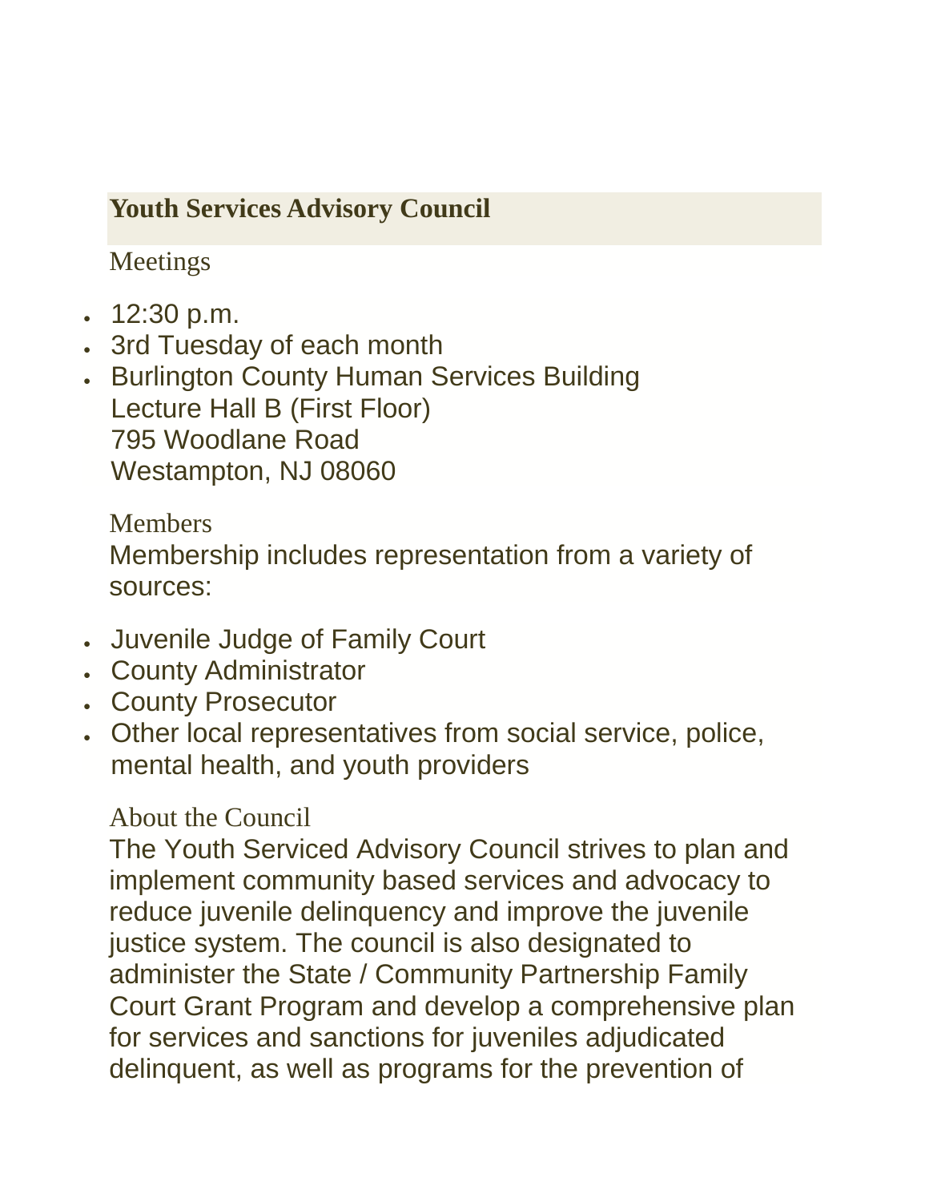## Youth Services Advisory Council

### Meetings

- 12:30 p.m.
- 3rd Tuesday of each month
- Burlington County Human Services Building
  Lecture Hall B (First Floor)
  795 Woodlane Road
  Westampton, NJ 08060

### Members

Membership includes representation from a variety of sources:

- Juvenile Judge of Family Court
- County Administrator
- County Prosecutor
- Other local representatives from social service, police, mental health, and youth providers

### About the Council

The Youth Serviced Advisory Council strives to plan and implement community based services and advocacy to reduce juvenile delinquency and improve the juvenile justice system. The council is also designated to administer the State / Community Partnership Family Court Grant Program and develop a comprehensive plan for services and sanctions for juveniles adjudicated delinquent, as well as programs for the prevention of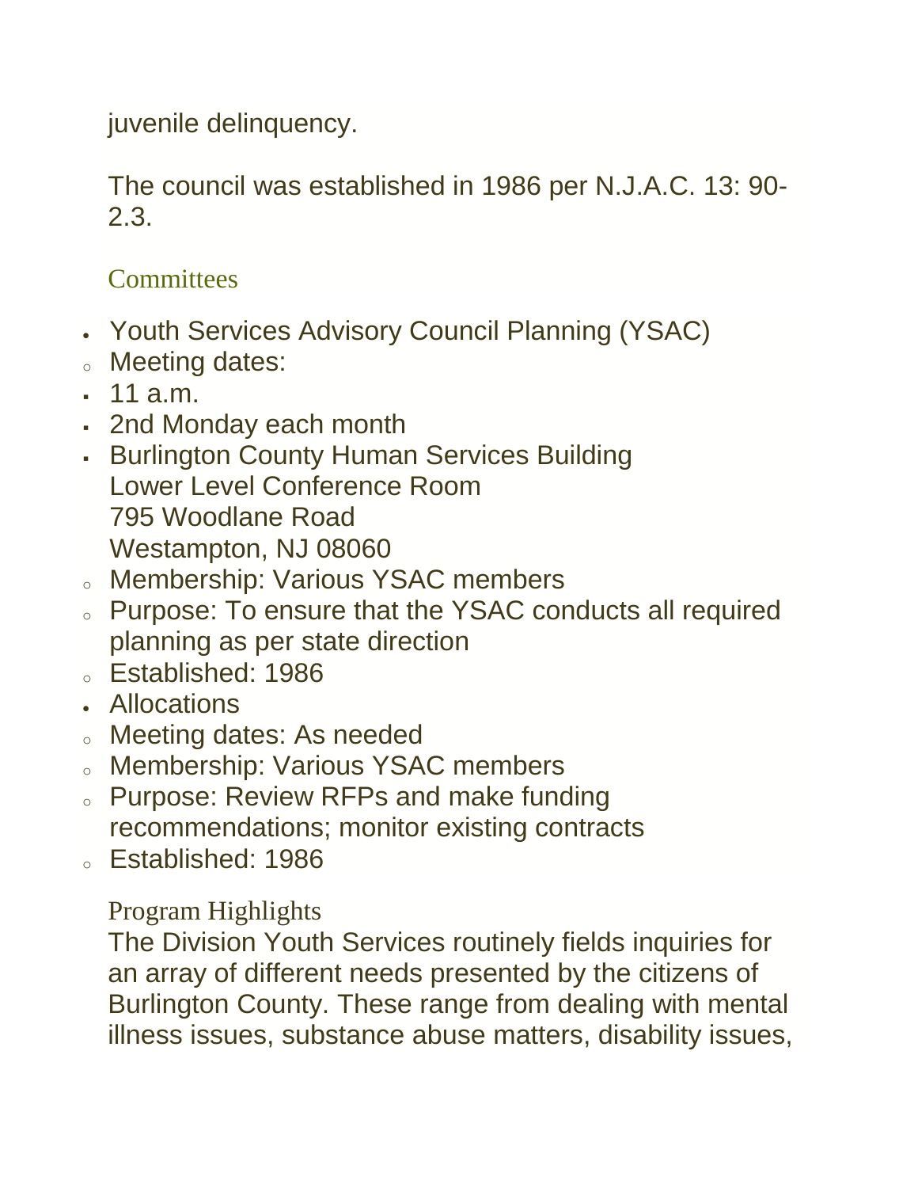juvenile delinquency.

The council was established in 1986 per N.J.A.C. 13: 90-2.3.

### Committees

- Youth Services Advisory Council Planning (YSAC)
  - Meeting dates:
    - 11 a.m.
    - 2nd Monday each month
    - Burlington County Human Services Building
      Lower Level Conference Room
      795 Woodlane Road
      Westampton, NJ 08060
  - Membership: Various YSAC members
  - Purpose: To ensure that the YSAC conducts all required planning as per state direction
  - Established: 1986
- Allocations
  - Meeting dates: As needed
  - Membership: Various YSAC members
  - Purpose: Review RFPs and make funding recommendations; monitor existing contracts
  - Established: 1986

### Program Highlights

The Division Youth Services routinely fields inquiries for an array of different needs presented by the citizens of Burlington County. These range from dealing with mental illness issues, substance abuse matters, disability issues,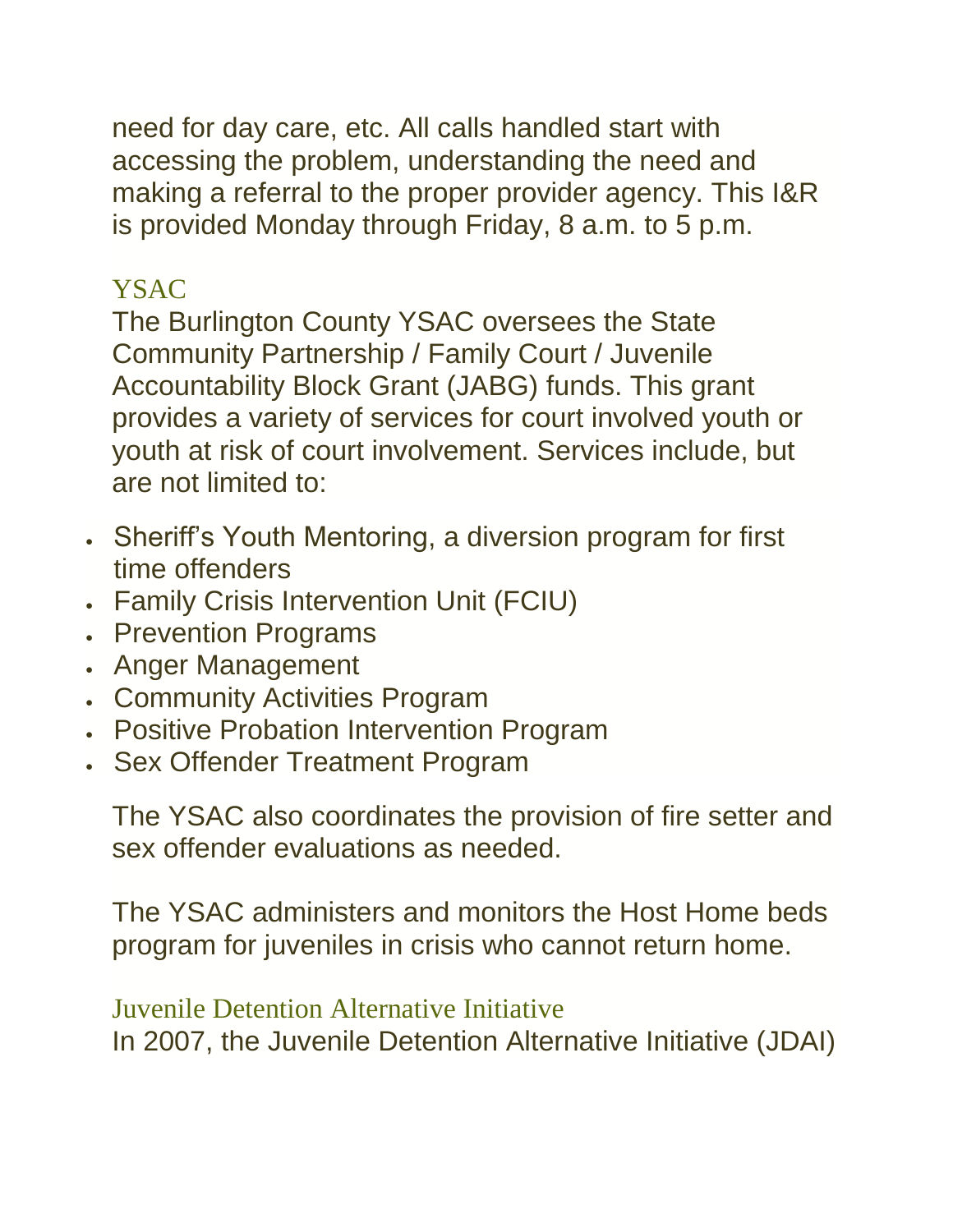need for day care, etc. All calls handled start with accessing the problem, understanding the need and making a referral to the proper provider agency. This I&R is provided Monday through Friday, 8 a.m. to 5 p.m.

## YSAC

The Burlington County YSAC oversees the State Community Partnership / Family Court / Juvenile Accountability Block Grant (JABG) funds. This grant provides a variety of services for court involved youth or youth at risk of court involvement. Services include, but are not limited to:

- Sheriff's Youth Mentoring, a diversion program for first time offenders
- Family Crisis Intervention Unit (FCIU)
- Prevention Programs
- Anger Management
- Community Activities Program
- Positive Probation Intervention Program
- Sex Offender Treatment Program

The YSAC also coordinates the provision of fire setter and sex offender evaluations as needed.

The YSAC administers and monitors the Host Home beds program for juveniles in crisis who cannot return home.

## Juvenile Detention Alternative Initiative

In 2007, the Juvenile Detention Alternative Initiative (JDAI)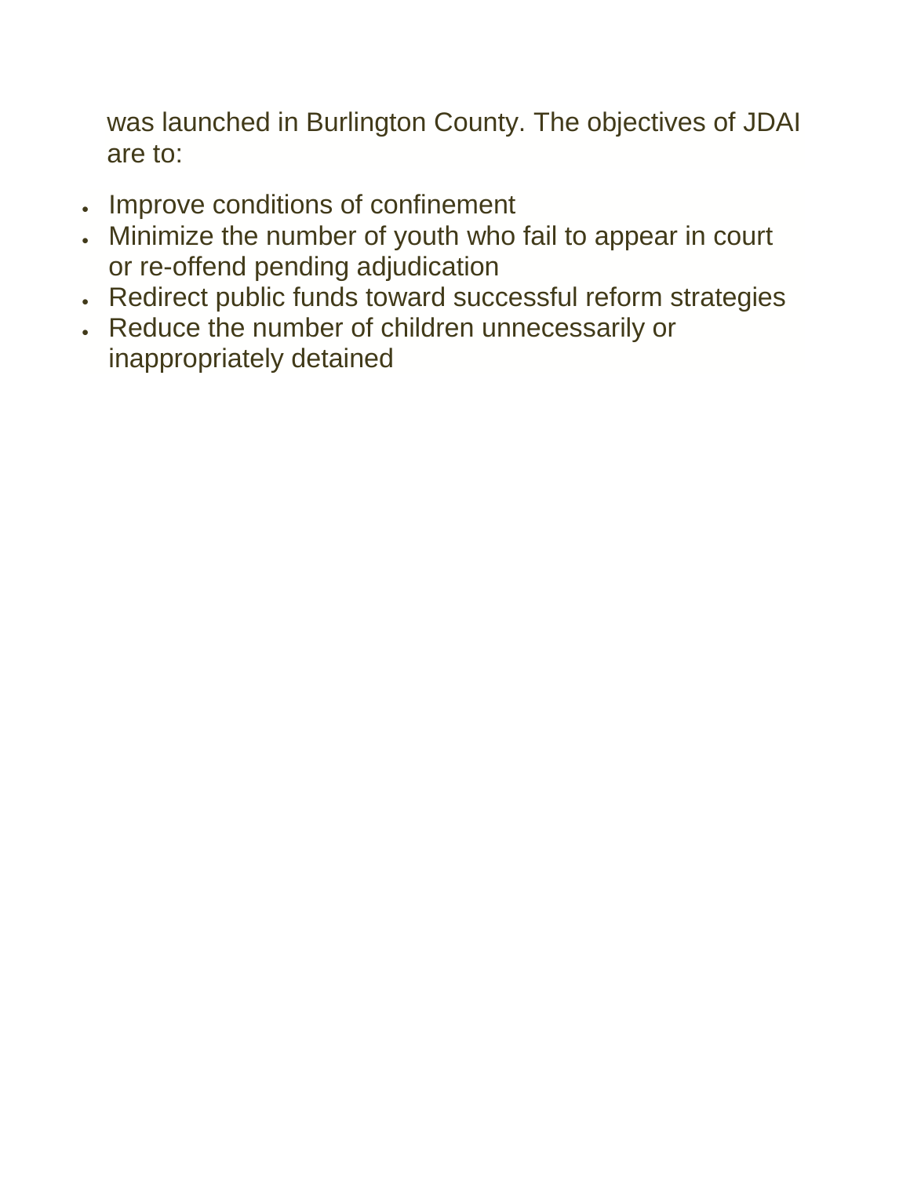was launched in Burlington County. The objectives of JDAI are to:

- Improve conditions of confinement
- Minimize the number of youth who fail to appear in court or re-offend pending adjudication
- Redirect public funds toward successful reform strategies
- Reduce the number of children unnecessarily or inappropriately detained